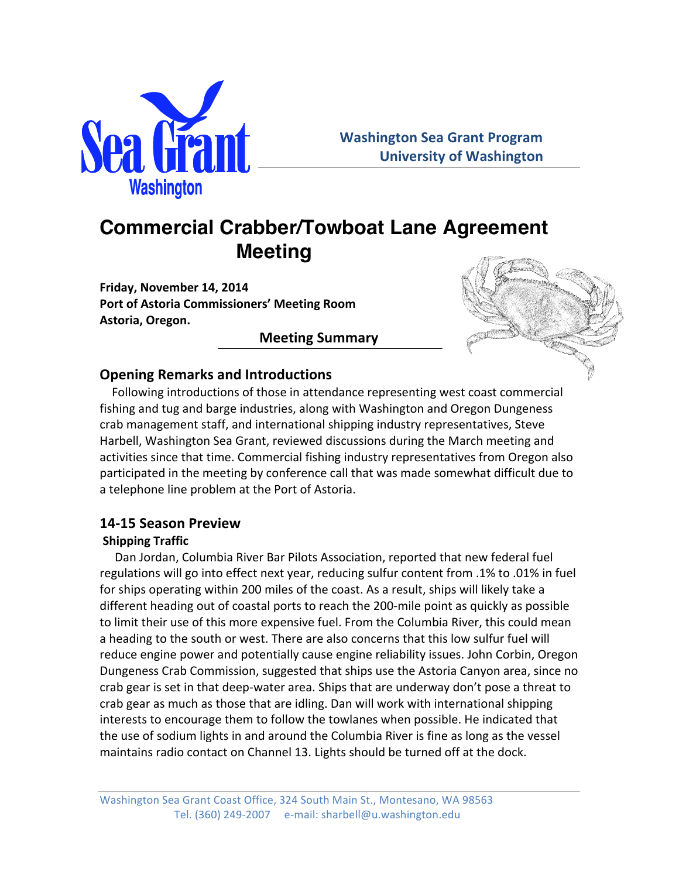Washington Sea Grant Program
University of Washington

# Commercial Crabber/Towboat Lane Agreement Meeting

**Friday, November 14, 2014**
**Port of Astoria Commissioners' Meeting Room**
**Astoria, Oregon.**

## Meeting Summary

## Opening Remarks and Introductions

Following introductions of those in attendance representing west coast commercial fishing and tug and barge industries, along with Washington and Oregon Dungeness crab management staff, and international shipping industry representatives, Steve Harbell, Washington Sea Grant, reviewed discussions during the March meeting and activities since that time. Commercial fishing industry representatives from Oregon also participated in the meeting by conference call that was made somewhat difficult due to a telephone line problem at the Port of Astoria.

## 14-15 Season Preview

### Shipping Traffic

Dan Jordan, Columbia River Bar Pilots Association, reported that new federal fuel regulations will go into effect next year, reducing sulfur content from .1% to .01% in fuel for ships operating within 200 miles of the coast. As a result, ships will likely take a different heading out of coastal ports to reach the 200-mile point as quickly as possible to limit their use of this more expensive fuel. From the Columbia River, this could mean a heading to the south or west. There are also concerns that this low sulfur fuel will reduce engine power and potentially cause engine reliability issues. John Corbin, Oregon Dungeness Crab Commission, suggested that ships use the Astoria Canyon area, since no crab gear is set in that deep-water area. Ships that are underway don't pose a threat to crab gear as much as those that are idling. Dan will work with international shipping interests to encourage them to follow the towlanes when possible. He indicated that the use of sodium lights in and around the Columbia River is fine as long as the vessel maintains radio contact on Channel 13. Lights should be turned off at the dock.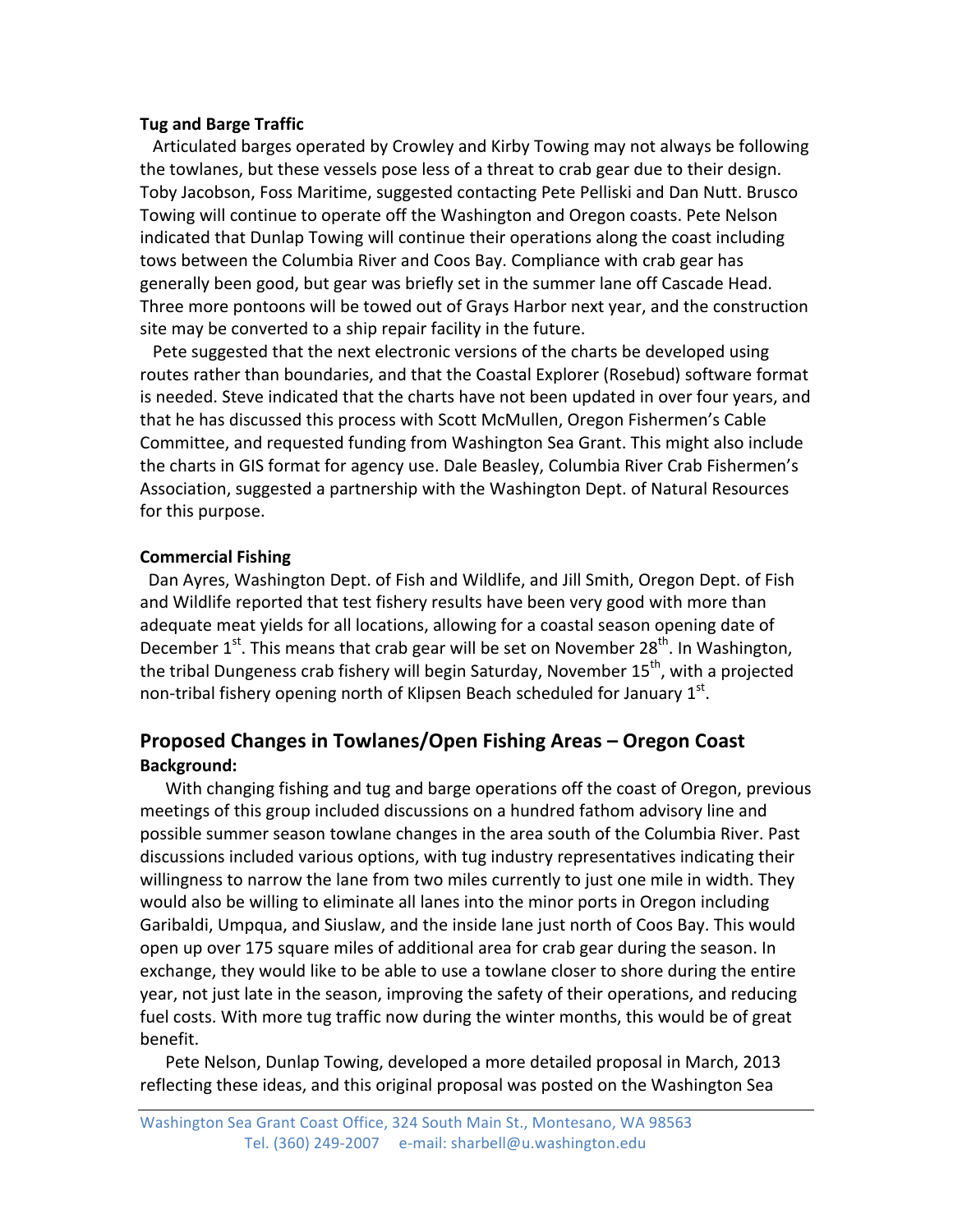**Tug and Barge Traffic**

Articulated barges operated by Crowley and Kirby Towing may not always be following the towlanes, but these vessels pose less of a threat to crab gear due to their design. Toby Jacobson, Foss Maritime, suggested contacting Pete Pelliski and Dan Nutt. Brusco Towing will continue to operate off the Washington and Oregon coasts. Pete Nelson indicated that Dunlap Towing will continue their operations along the coast including tows between the Columbia River and Coos Bay. Compliance with crab gear has generally been good, but gear was briefly set in the summer lane off Cascade Head. Three more pontoons will be towed out of Grays Harbor next year, and the construction site may be converted to a ship repair facility in the future.

Pete suggested that the next electronic versions of the charts be developed using routes rather than boundaries, and that the Coastal Explorer (Rosebud) software format is needed. Steve indicated that the charts have not been updated in over four years, and that he has discussed this process with Scott McMullen, Oregon Fishermen's Cable Committee, and requested funding from Washington Sea Grant. This might also include the charts in GIS format for agency use. Dale Beasley, Columbia River Crab Fishermen's Association, suggested a partnership with the Washington Dept. of Natural Resources for this purpose.

**Commercial Fishing**

Dan Ayres, Washington Dept. of Fish and Wildlife, and Jill Smith, Oregon Dept. of Fish and Wildlife reported that test fishery results have been very good with more than adequate meat yields for all locations, allowing for a coastal season opening date of December 1st. This means that crab gear will be set on November 28th. In Washington, the tribal Dungeness crab fishery will begin Saturday, November 15th, with a projected non-tribal fishery opening north of Klipsen Beach scheduled for January 1st.

## Proposed Changes in Towlanes/Open Fishing Areas – Oregon Coast

**Background:**

With changing fishing and tug and barge operations off the coast of Oregon, previous meetings of this group included discussions on a hundred fathom advisory line and possible summer season towlane changes in the area south of the Columbia River. Past discussions included various options, with tug industry representatives indicating their willingness to narrow the lane from two miles currently to just one mile in width. They would also be willing to eliminate all lanes into the minor ports in Oregon including Garibaldi, Umpqua, and Siuslaw, and the inside lane just north of Coos Bay. This would open up over 175 square miles of additional area for crab gear during the season. In exchange, they would like to be able to use a towlane closer to shore during the entire year, not just late in the season, improving the safety of their operations, and reducing fuel costs. With more tug traffic now during the winter months, this would be of great benefit.

Pete Nelson, Dunlap Towing, developed a more detailed proposal in March, 2013 reflecting these ideas, and this original proposal was posted on the Washington Sea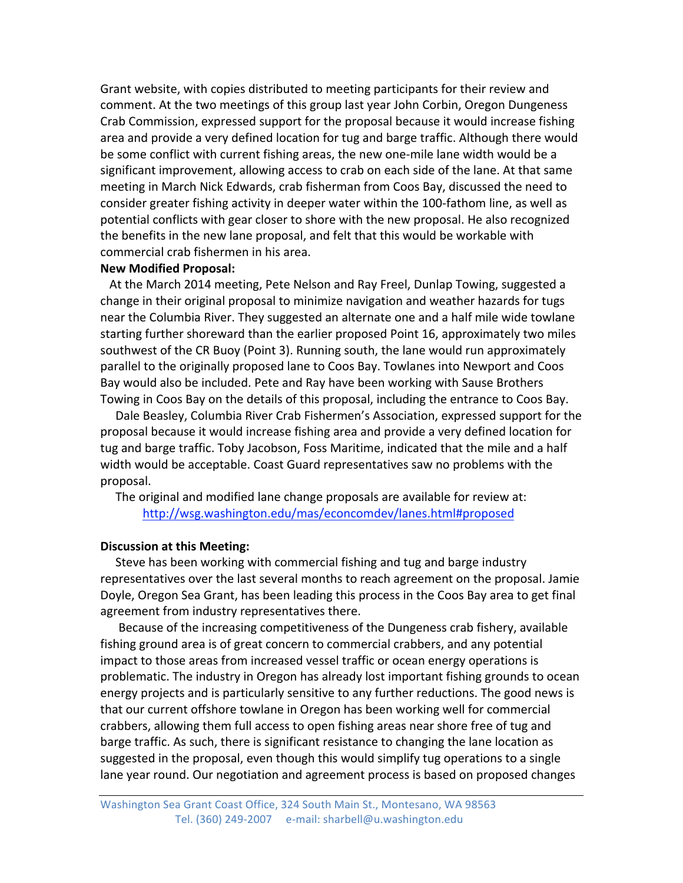Grant website, with copies distributed to meeting participants for their review and comment. At the two meetings of this group last year John Corbin, Oregon Dungeness Crab Commission, expressed support for the proposal because it would increase fishing area and provide a very defined location for tug and barge traffic. Although there would be some conflict with current fishing areas, the new one-mile lane width would be a significant improvement, allowing access to crab on each side of the lane. At that same meeting in March Nick Edwards, crab fisherman from Coos Bay, discussed the need to consider greater fishing activity in deeper water within the 100-fathom line, as well as potential conflicts with gear closer to shore with the new proposal. He also recognized the benefits in the new lane proposal, and felt that this would be workable with commercial crab fishermen in his area.

**New Modified Proposal:**

At the March 2014 meeting, Pete Nelson and Ray Freel, Dunlap Towing, suggested a change in their original proposal to minimize navigation and weather hazards for tugs near the Columbia River. They suggested an alternate one and a half mile wide towlane starting further shoreward than the earlier proposed Point 16, approximately two miles southwest of the CR Buoy (Point 3). Running south, the lane would run approximately parallel to the originally proposed lane to Coos Bay. Towlanes into Newport and Coos Bay would also be included. Pete and Ray have been working with Sause Brothers Towing in Coos Bay on the details of this proposal, including the entrance to Coos Bay.

Dale Beasley, Columbia River Crab Fishermen's Association, expressed support for the proposal because it would increase fishing area and provide a very defined location for tug and barge traffic. Toby Jacobson, Foss Maritime, indicated that the mile and a half width would be acceptable. Coast Guard representatives saw no problems with the proposal.

The original and modified lane change proposals are available for review at:
http://wsg.washington.edu/mas/econcomdev/lanes.html#proposed

**Discussion at this Meeting:**

Steve has been working with commercial fishing and tug and barge industry representatives over the last several months to reach agreement on the proposal. Jamie Doyle, Oregon Sea Grant, has been leading this process in the Coos Bay area to get final agreement from industry representatives there.

Because of the increasing competitiveness of the Dungeness crab fishery, available fishing ground area is of great concern to commercial crabbers, and any potential impact to those areas from increased vessel traffic or ocean energy operations is problematic. The industry in Oregon has already lost important fishing grounds to ocean energy projects and is particularly sensitive to any further reductions. The good news is that our current offshore towlane in Oregon has been working well for commercial crabbers, allowing them full access to open fishing areas near shore free of tug and barge traffic. As such, there is significant resistance to changing the lane location as suggested in the proposal, even though this would simplify tug operations to a single lane year round. Our negotiation and agreement process is based on proposed changes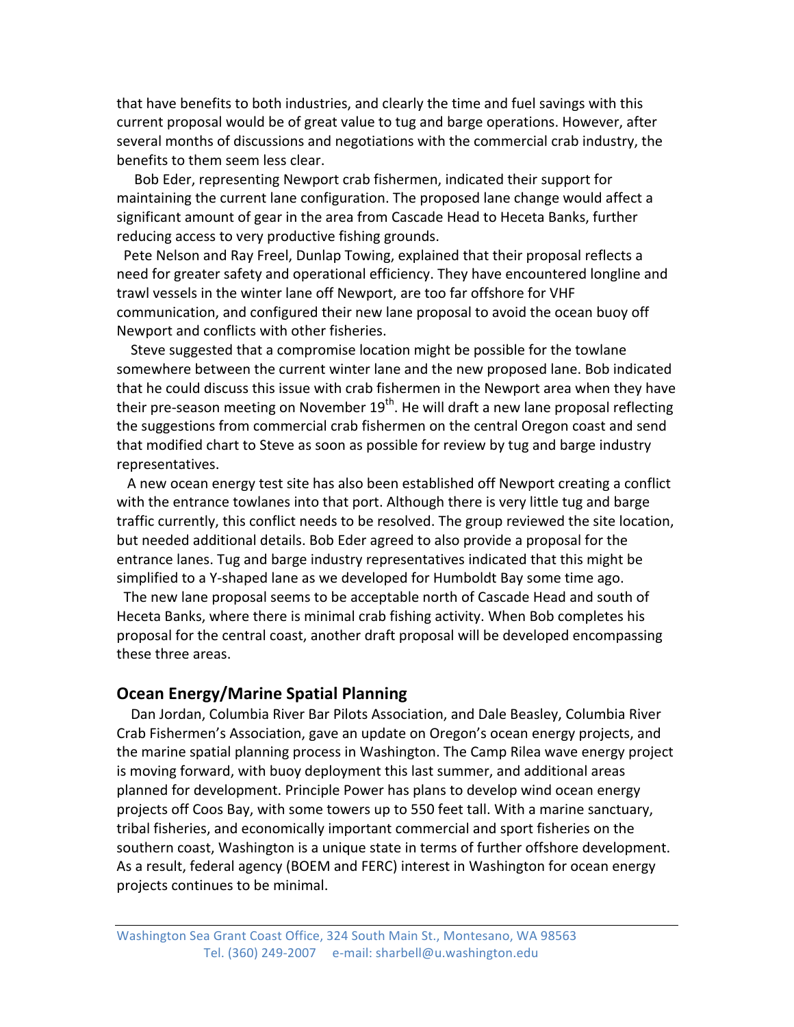that have benefits to both industries, and clearly the time and fuel savings with this current proposal would be of great value to tug and barge operations. However, after several months of discussions and negotiations with the commercial crab industry, the benefits to them seem less clear.

Bob Eder, representing Newport crab fishermen, indicated their support for maintaining the current lane configuration. The proposed lane change would affect a significant amount of gear in the area from Cascade Head to Heceta Banks, further reducing access to very productive fishing grounds.

Pete Nelson and Ray Freel, Dunlap Towing, explained that their proposal reflects a need for greater safety and operational efficiency. They have encountered longline and trawl vessels in the winter lane off Newport, are too far offshore for VHF communication, and configured their new lane proposal to avoid the ocean buoy off Newport and conflicts with other fisheries.

Steve suggested that a compromise location might be possible for the towlane somewhere between the current winter lane and the new proposed lane. Bob indicated that he could discuss this issue with crab fishermen in the Newport area when they have their pre-season meeting on November 19th. He will draft a new lane proposal reflecting the suggestions from commercial crab fishermen on the central Oregon coast and send that modified chart to Steve as soon as possible for review by tug and barge industry representatives.

A new ocean energy test site has also been established off Newport creating a conflict with the entrance towlanes into that port. Although there is very little tug and barge traffic currently, this conflict needs to be resolved. The group reviewed the site location, but needed additional details. Bob Eder agreed to also provide a proposal for the entrance lanes. Tug and barge industry representatives indicated that this might be simplified to a Y-shaped lane as we developed for Humboldt Bay some time ago.

The new lane proposal seems to be acceptable north of Cascade Head and south of Heceta Banks, where there is minimal crab fishing activity. When Bob completes his proposal for the central coast, another draft proposal will be developed encompassing these three areas.

## Ocean Energy/Marine Spatial Planning

Dan Jordan, Columbia River Bar Pilots Association, and Dale Beasley, Columbia River Crab Fishermen's Association, gave an update on Oregon's ocean energy projects, and the marine spatial planning process in Washington. The Camp Rilea wave energy project is moving forward, with buoy deployment this last summer, and additional areas planned for development. Principle Power has plans to develop wind ocean energy projects off Coos Bay, with some towers up to 550 feet tall. With a marine sanctuary, tribal fisheries, and economically important commercial and sport fisheries on the southern coast, Washington is a unique state in terms of further offshore development. As a result, federal agency (BOEM and FERC) interest in Washington for ocean energy projects continues to be minimal.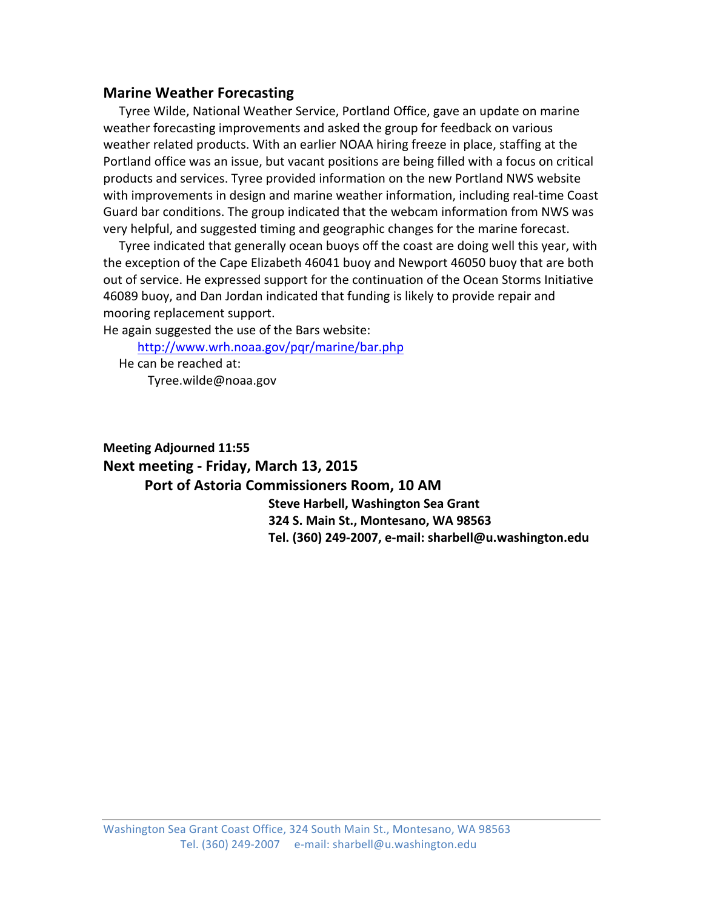## Marine Weather Forecasting

Tyree Wilde, National Weather Service, Portland Office, gave an update on marine weather forecasting improvements and asked the group for feedback on various weather related products. With an earlier NOAA hiring freeze in place, staffing at the Portland office was an issue, but vacant positions are being filled with a focus on critical products and services. Tyree provided information on the new Portland NWS website with improvements in design and marine weather information, including real-time Coast Guard bar conditions. The group indicated that the webcam information from NWS was very helpful, and suggested timing and geographic changes for the marine forecast.

Tyree indicated that generally ocean buoys off the coast are doing well this year, with the exception of the Cape Elizabeth 46041 buoy and Newport 46050 buoy that are both out of service. He expressed support for the continuation of the Ocean Storms Initiative 46089 buoy, and Dan Jordan indicated that funding is likely to provide repair and mooring replacement support.

He again suggested the use of the Bars website:

http://www.wrh.noaa.gov/pqr/marine/bar.php

He can be reached at:

Tyree.wilde@noaa.gov

**Meeting Adjourned 11:55**

**Next meeting - Friday, March 13, 2015**

**Port of Astoria Commissioners Room, 10 AM**

**Steve Harbell, Washington Sea Grant**
**324 S. Main St., Montesano, WA 98563**
**Tel. (360) 249-2007, e-mail: sharbell@u.washington.edu**